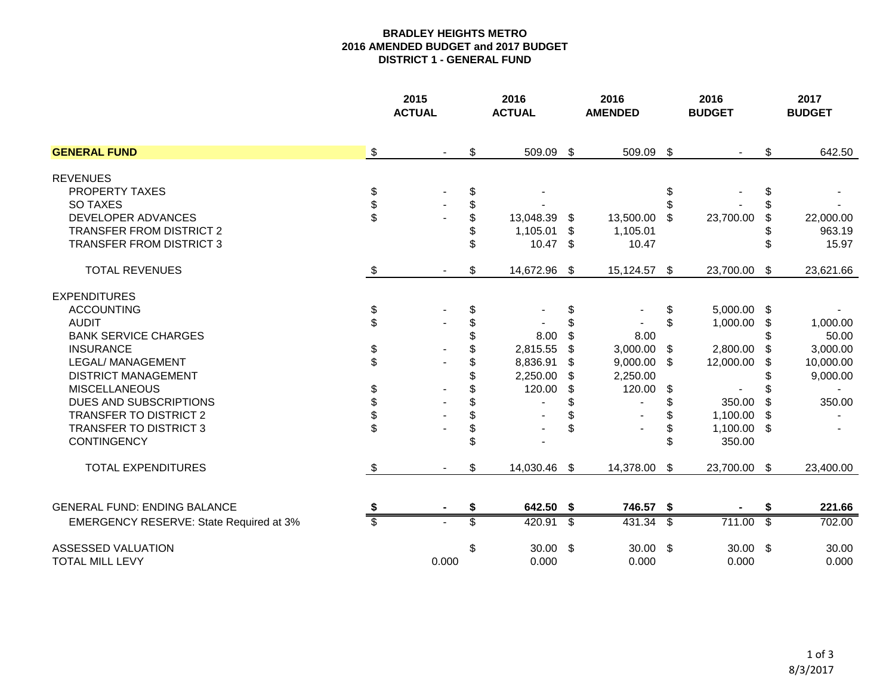**BRADLEY HEIGHTS METRO**
**2016 AMENDED BUDGET and 2017 BUDGET**
**DISTRICT 1 - GENERAL FUND**

| | 2015 ACTUAL | 2016 ACTUAL | 2016 AMENDED | 2016 BUDGET | 2017 BUDGET |
|---|---|---|---|---|---|
| **GENERAL FUND** | $ - | $ 509.09 | $ 509.09 | $ - | $ 642.50 |
| REVENUES | | | | | |
| PROPERTY TAXES | $ - | $ - | | $ - | $ - |
| SO TAXES | $ - | $ - | | $ - | $ - |
| DEVELOPER ADVANCES | $ - | $ 13,048.39 | $ 13,500.00 | $ 23,700.00 | $ 22,000.00 |
| TRANSFER FROM DISTRICT 2 | | $ 1,105.01 | $ 1,105.01 | | $ 963.19 |
| TRANSFER FROM DISTRICT 3 | | $ 10.47 | $ 10.47 | | $ 15.97 |
| TOTAL REVENUES | $ - | $ 14,672.96 | $ 15,124.57 | $ 23,700.00 | $ 23,621.66 |
| EXPENDITURES | | | | | |
| ACCOUNTING | $ - | $ - | $ - | $ 5,000.00 | $ - |
| AUDIT | $ - | $ - | $ - | $ 1,000.00 | $ 1,000.00 |
| BANK SERVICE CHARGES | | $ 8.00 | $ 8.00 | | $ 50.00 |
| INSURANCE | $ - | $ 2,815.55 | $ 3,000.00 | $ 2,800.00 | $ 3,000.00 |
| LEGAL/ MANAGEMENT | $ - | $ 8,836.91 | $ 9,000.00 | $ 12,000.00 | $ 10,000.00 |
| DISTRICT MANAGEMENT | | $ 2,250.00 | $ 2,250.00 | | $ 9,000.00 |
| MISCELLANEOUS | $ - | $ 120.00 | $ 120.00 | $ - | $ - |
| DUES AND SUBSCRIPTIONS | $ - | $ - | $ - | $ 350.00 | $ 350.00 |
| TRANSFER TO DISTRICT 2 | $ - | $ - | $ - | $ 1,100.00 | $ - |
| TRANSFER TO DISTRICT 3 | $ - | $ - | $ - | $ 1,100.00 | $ - |
| CONTINGENCY | | $ - | | $ 350.00 | |
| TOTAL EXPENDITURES | $ - | $ 14,030.46 | $ 14,378.00 | $ 23,700.00 | $ 23,400.00 |
| **GENERAL FUND: ENDING BALANCE** | **$ -** | **$ 642.50** | **$ 746.57** | **$ -** | **$ 221.66** |
| EMERGENCY RESERVE: State Required at 3% | $ - | $ 420.91 | $ 431.34 | $ 711.00 | $ 702.00 |
| ASSESSED VALUATION | | $ 30.00 | $ 30.00 | $ 30.00 | $ 30.00 |
| TOTAL MILL LEVY | 0.000 | 0.000 | 0.000 | 0.000 | 0.000 |

8/3/2017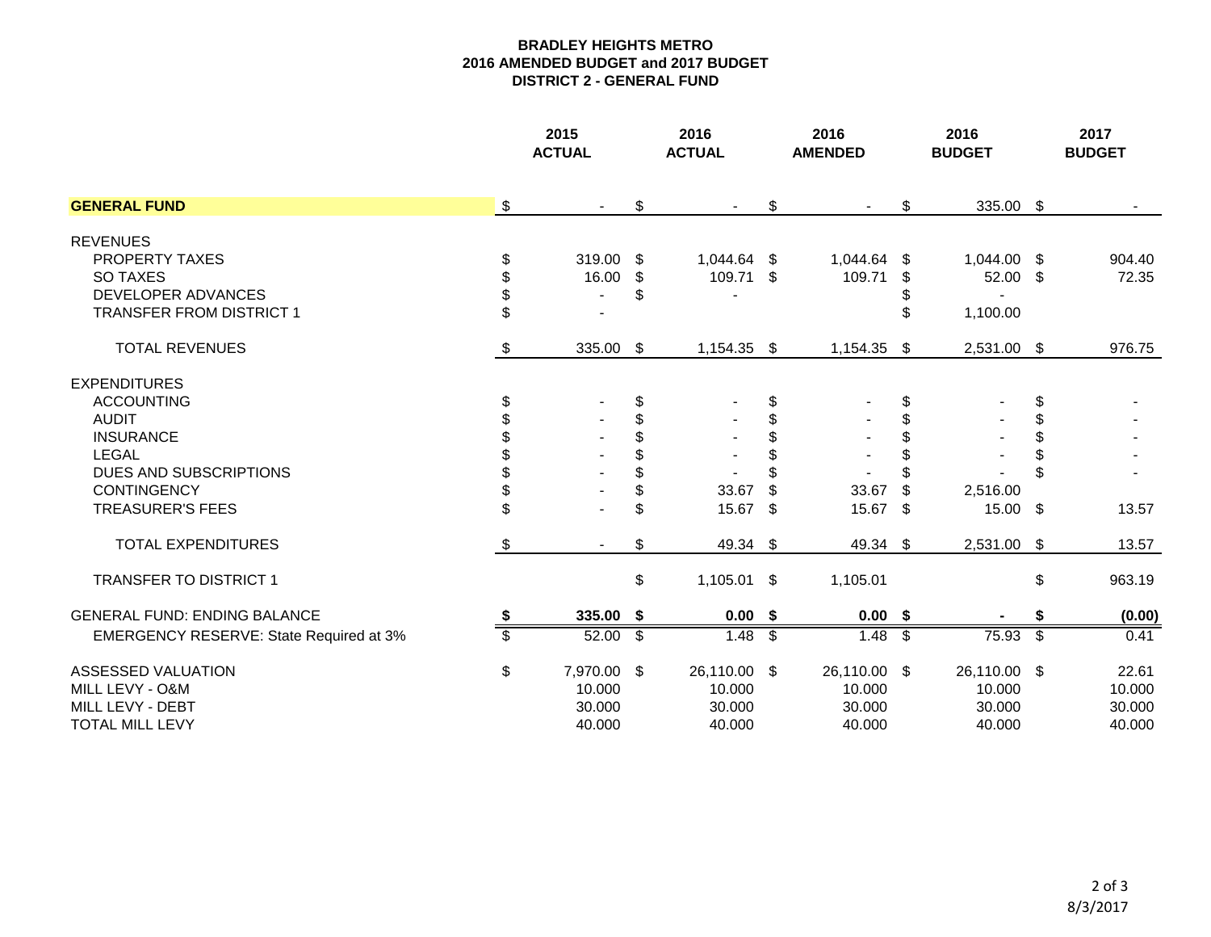**BRADLEY HEIGHTS METRO**
**2016 AMENDED BUDGET and 2017 BUDGET**
**DISTRICT 2 - GENERAL FUND**

| | 2015 ACTUAL | 2016 ACTUAL | 2016 AMENDED | 2016 BUDGET | 2017 BUDGET |
|---|---|---|---|---|---|
| **GENERAL FUND** | $ - | $ - | $ - | $ 335.00 | $ - |
| REVENUES | | | | | |
| PROPERTY TAXES | $ 319.00 | $ 1,044.64 | $ 1,044.64 | $ 1,044.00 | $ 904.40 |
| SO TAXES | $ 16.00 | $ 109.71 | $ 109.71 | $ 52.00 | $ 72.35 |
| DEVELOPER ADVANCES | $ - | $ - | | $ - | |
| TRANSFER FROM DISTRICT 1 | $ - | | | $ 1,100.00 | |
| TOTAL REVENUES | $ 335.00 | $ 1,154.35 | $ 1,154.35 | $ 2,531.00 | $ 976.75 |
| EXPENDITURES | | | | | |
| ACCOUNTING | $ - | $ - | $ - | $ - | $ - |
| AUDIT | $ - | $ - | $ - | $ - | $ - |
| INSURANCE | $ - | $ - | $ - | $ - | $ - |
| LEGAL | $ - | $ - | $ - | $ - | $ - |
| DUES AND SUBSCRIPTIONS | $ - | $ - | $ - | $ - | $ - |
| CONTINGENCY | $ - | $ 33.67 | $ 33.67 | $ 2,516.00 | |
| TREASURER'S FEES | $ - | $ 15.67 | $ 15.67 | $ 15.00 | $ 13.57 |
| TOTAL EXPENDITURES | $ - | $ 49.34 | $ 49.34 | $ 2,531.00 | $ 13.57 |
| TRANSFER TO DISTRICT 1 | | $ 1,105.01 | $ 1,105.01 | | $ 963.19 |
| GENERAL FUND: ENDING BALANCE | **$ 335.00** | **$ 0.00** | **$ 0.00** | **$ -** | **$ (0.00)** |
| EMERGENCY RESERVE: State Required at 3% | $ 52.00 | $ 1.48 | $ 1.48 | $ 75.93 | $ 0.41 |
| ASSESSED VALUATION | $ 7,970.00 | $ 26,110.00 | $ 26,110.00 | $ 26,110.00 | $ 22.61 |
| MILL LEVY - O&M | 10.000 | 10.000 | 10.000 | 10.000 | 10.000 |
| MILL LEVY - DEBT | 30.000 | 30.000 | 30.000 | 30.000 | 30.000 |
| TOTAL MILL LEVY | 40.000 | 40.000 | 40.000 | 40.000 | 40.000 |

8/3/2017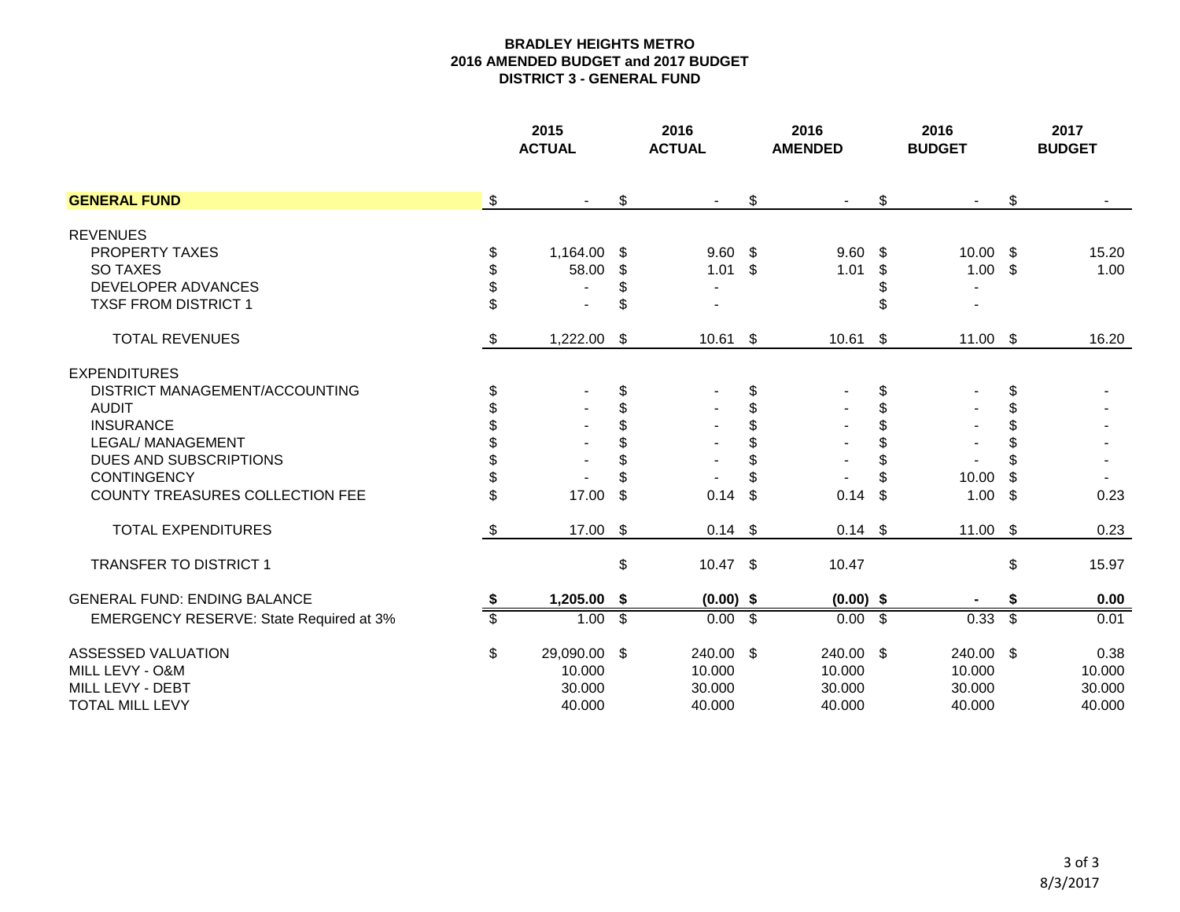**BRADLEY HEIGHTS METRO**
**2016 AMENDED BUDGET and 2017 BUDGET**
**DISTRICT 3 - GENERAL FUND**

| | 2015 ACTUAL | 2016 ACTUAL | 2016 AMENDED | 2016 BUDGET | 2017 BUDGET |
|---|---|---|---|---|---|
| **GENERAL FUND** | $ - | $ - | $ - | $ - | $ - |
| REVENUES | | | | | |
| PROPERTY TAXES | $ 1,164.00 | $ 9.60 | $ 9.60 | $ 10.00 | $ 15.20 |
| SO TAXES | $ 58.00 | $ 1.01 | $ 1.01 | $ 1.00 | $ 1.00 |
| DEVELOPER ADVANCES | $ - | $ - | | $ - | |
| TXSF FROM DISTRICT 1 | $ - | $ - | | $ - | |
| TOTAL REVENUES | $ 1,222.00 | $ 10.61 | $ 10.61 | $ 11.00 | $ 16.20 |
| EXPENDITURES | | | | | |
| DISTRICT MANAGEMENT/ACCOUNTING | $ - | $ - | $ - | $ - | $ - |
| AUDIT | $ - | $ - | $ - | $ - | $ - |
| INSURANCE | $ - | $ - | $ - | $ - | $ - |
| LEGAL/ MANAGEMENT | $ - | $ - | $ - | $ - | $ - |
| DUES AND SUBSCRIPTIONS | $ - | $ - | $ - | $ - | $ - |
| CONTINGENCY | $ - | $ - | $ - | $ 10.00 | $ - |
| COUNTY TREASURES COLLECTION FEE | $ 17.00 | $ 0.14 | $ 0.14 | $ 1.00 | $ 0.23 |
| TOTAL EXPENDITURES | $ 17.00 | $ 0.14 | $ 0.14 | $ 11.00 | $ 0.23 |
| TRANSFER TO DISTRICT 1 | | $ 10.47 | $ 10.47 | | $ 15.97 |
| GENERAL FUND: ENDING BALANCE | **$ 1,205.00** | **$ (0.00)** | **$ (0.00)** | **$ -** | **$ 0.00** |
| EMERGENCY RESERVE: State Required at 3% | $ 1.00 | $ 0.00 | $ 0.00 | $ 0.33 | $ 0.01 |
| ASSESSED VALUATION | $ 29,090.00 | $ 240.00 | $ 240.00 | $ 240.00 | $ 0.38 |
| MILL LEVY - O&M | 10.000 | 10.000 | 10.000 | 10.000 | 10.000 |
| MILL LEVY - DEBT | 30.000 | 30.000 | 30.000 | 30.000 | 30.000 |
| TOTAL MILL LEVY | 40.000 | 40.000 | 40.000 | 40.000 | 40.000 |

8/3/2017